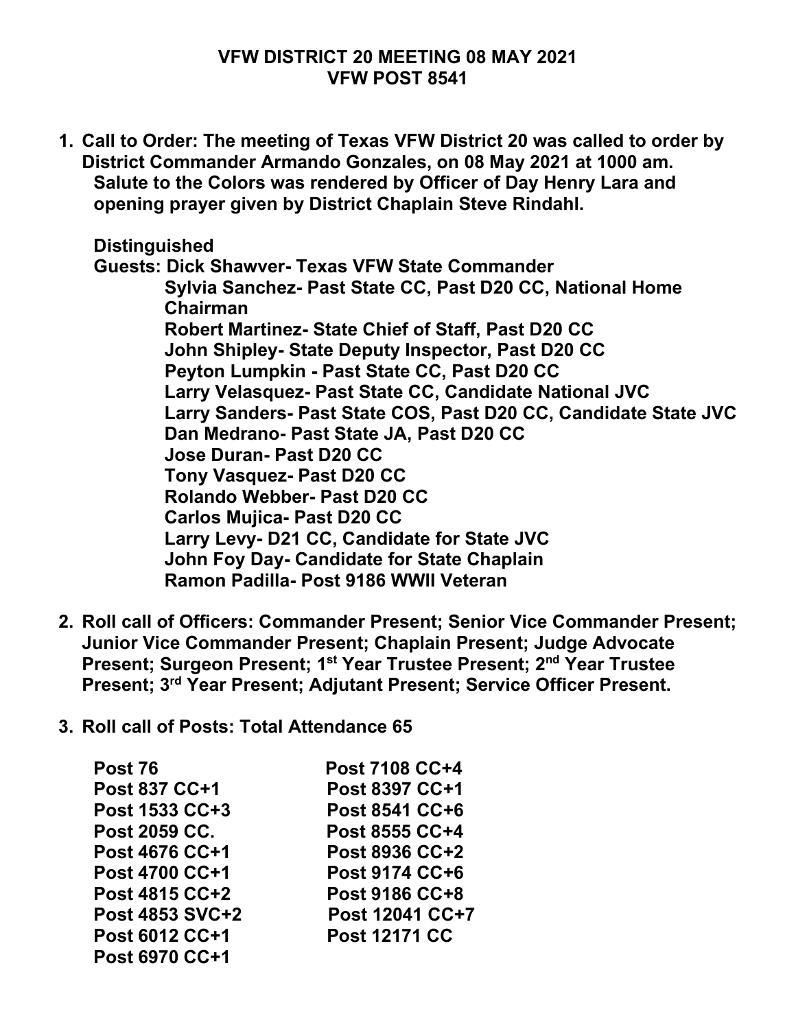# VFW DISTRICT 20 MEETING 08 MAY 2021
## VFW POST 8541

1. **Call to Order: The meeting of Texas VFW District 20 was called to order by District Commander Armando Gonzales, on 08 May 2021 at 1000 am. Salute to the Colors was rendered by Officer of Day Henry Lara and opening prayer given by District Chaplain Steve Rindahl.**

   **Distinguished Guests:**
   - **Dick Shawver- Texas VFW State Commander**
   - **Sylvia Sanchez- Past State CC, Past D20 CC, National Home Chairman**
   - **Robert Martinez- State Chief of Staff, Past D20 CC**
   - **John Shipley- State Deputy Inspector, Past D20 CC**
   - **Peyton Lumpkin - Past State CC, Past D20 CC**
   - **Larry Velasquez- Past State CC, Candidate National JVC**
   - **Larry Sanders- Past State COS, Past D20 CC, Candidate State JVC**
   - **Dan Medrano- Past State JA, Past D20 CC**
   - **Jose Duran- Past D20 CC**
   - **Tony Vasquez- Past D20 CC**
   - **Rolando Webber- Past D20 CC**
   - **Carlos Mujica- Past D20 CC**
   - **Larry Levy- D21 CC, Candidate for State JVC**
   - **John Foy Day- Candidate for State Chaplain**
   - **Ramon Padilla- Post 9186 WWII Veteran**

2. **Roll call of Officers: Commander Present; Senior Vice Commander Present; Junior Vice Commander Present; Chaplain Present; Judge Advocate Present; Surgeon Present; 1st Year Trustee Present; 2nd Year Trustee Present; 3rd Year Present; Adjutant Present; Service Officer Present.**

3. **Roll call of Posts: Total Attendance 65**

   - **Post 76**
   - **Post 837 CC+1**
   - **Post 1533 CC+3**
   - **Post 2059 CC.**
   - **Post 4676 CC+1**
   - **Post 4700 CC+1**
   - **Post 4815 CC+2**
   - **Post 4853 SVC+2**
   - **Post 6012 CC+1**
   - **Post 6970 CC+1**
   - **Post 7108 CC+4**
   - **Post 8397 CC+1**
   - **Post 8541 CC+6**
   - **Post 8555 CC+4**
   - **Post 8936 CC+2**
   - **Post 9174 CC+6**
   - **Post 9186 CC+8**
   - **Post 12041 CC+7**
   - **Post 12171 CC**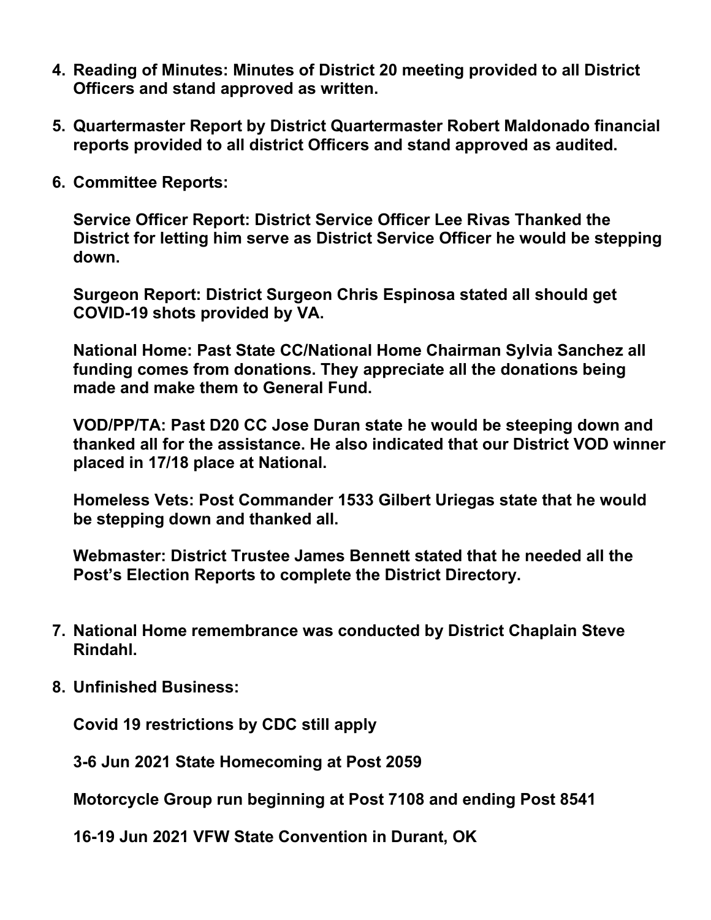4. **Reading of Minutes: Minutes of District 20 meeting provided to all District Officers and stand approved as written.**

5. **Quartermaster Report by District Quartermaster Robert Maldonado financial reports provided to all district Officers and stand approved as audited.**

6. **Committee Reports:**

   **Service Officer Report: District Service Officer Lee Rivas Thanked the District for letting him serve as District Service Officer he would be stepping down.**

   **Surgeon Report: District Surgeon Chris Espinosa stated all should get COVID-19 shots provided by VA.**

   **National Home: Past State CC/National Home Chairman Sylvia Sanchez all funding comes from donations. They appreciate all the donations being made and make them to General Fund.**

   **VOD/PP/TA: Past D20 CC Jose Duran state he would be steeping down and thanked all for the assistance. He also indicated that our District VOD winner placed in 17/18 place at National.**

   **Homeless Vets: Post Commander 1533 Gilbert Uriegas state that he would be stepping down and thanked all.**

   **Webmaster: District Trustee James Bennett stated that he needed all the Post's Election Reports to complete the District Directory.**

7. **National Home remembrance was conducted by District Chaplain Steve Rindahl.**

8. **Unfinished Business:**

   **Covid 19 restrictions by CDC still apply**

   **3-6 Jun 2021 State Homecoming at Post 2059**

   **Motorcycle Group run beginning at Post 7108 and ending Post 8541**

   **16-19 Jun 2021 VFW State Convention in Durant, OK**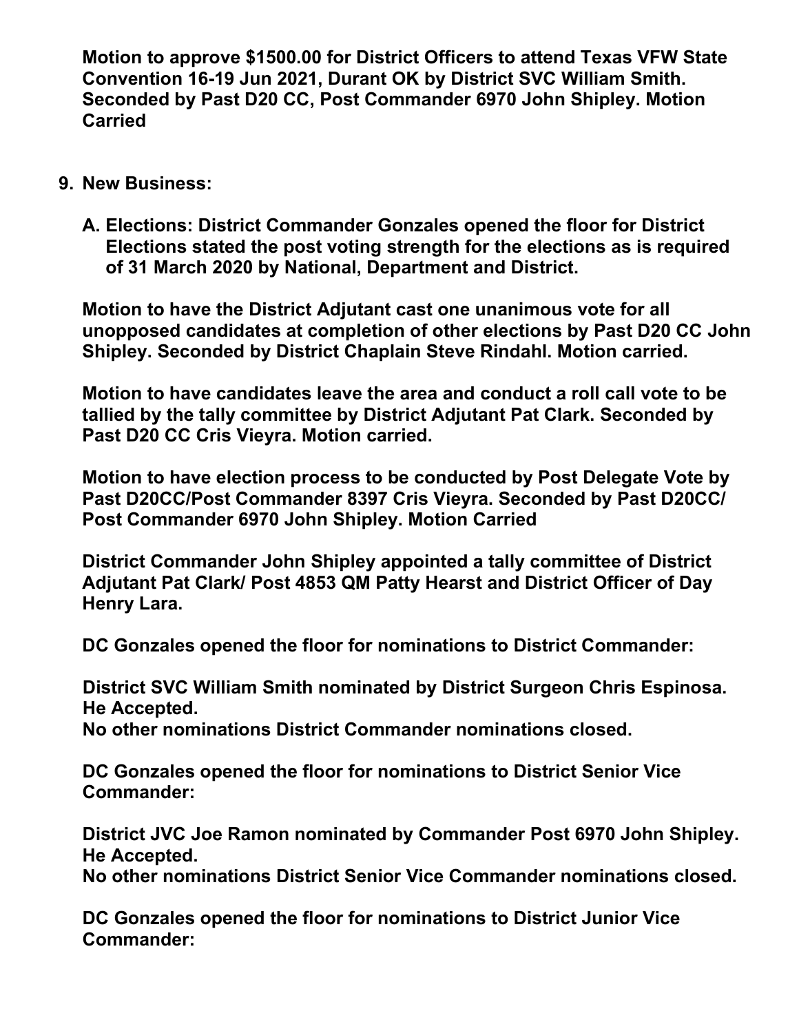**Motion to approve $1500.00 for District Officers to attend Texas VFW State Convention 16-19 Jun 2021, Durant OK by District SVC William Smith. Seconded by Past D20 CC, Post Commander 6970 John Shipley. Motion Carried**

9. **New Business:**

   A. **Elections: District Commander Gonzales opened the floor for District Elections stated the post voting strength for the elections as is required of 31 March 2020 by National, Department and District.**

**Motion to have the District Adjutant cast one unanimous vote for all unopposed candidates at completion of other elections by Past D20 CC John Shipley. Seconded by District Chaplain Steve Rindahl. Motion carried.**

**Motion to have candidates leave the area and conduct a roll call vote to be tallied by the tally committee by District Adjutant Pat Clark. Seconded by Past D20 CC Cris Vieyra. Motion carried.**

**Motion to have election process to be conducted by Post Delegate Vote by Past D20CC/Post Commander 8397 Cris Vieyra. Seconded by Past D20CC/ Post Commander 6970 John Shipley. Motion Carried**

**District Commander John Shipley appointed a tally committee of District Adjutant Pat Clark/ Post 4853 QM Patty Hearst and District Officer of Day Henry Lara.**

**DC Gonzales opened the floor for nominations to District Commander:**

**District SVC William Smith nominated by District Surgeon Chris Espinosa. He Accepted.**
**No other nominations District Commander nominations closed.**

**DC Gonzales opened the floor for nominations to District Senior Vice Commander:**

**District JVC Joe Ramon nominated by Commander Post 6970 John Shipley. He Accepted.**
**No other nominations District Senior Vice Commander nominations closed.**

**DC Gonzales opened the floor for nominations to District Junior Vice Commander:**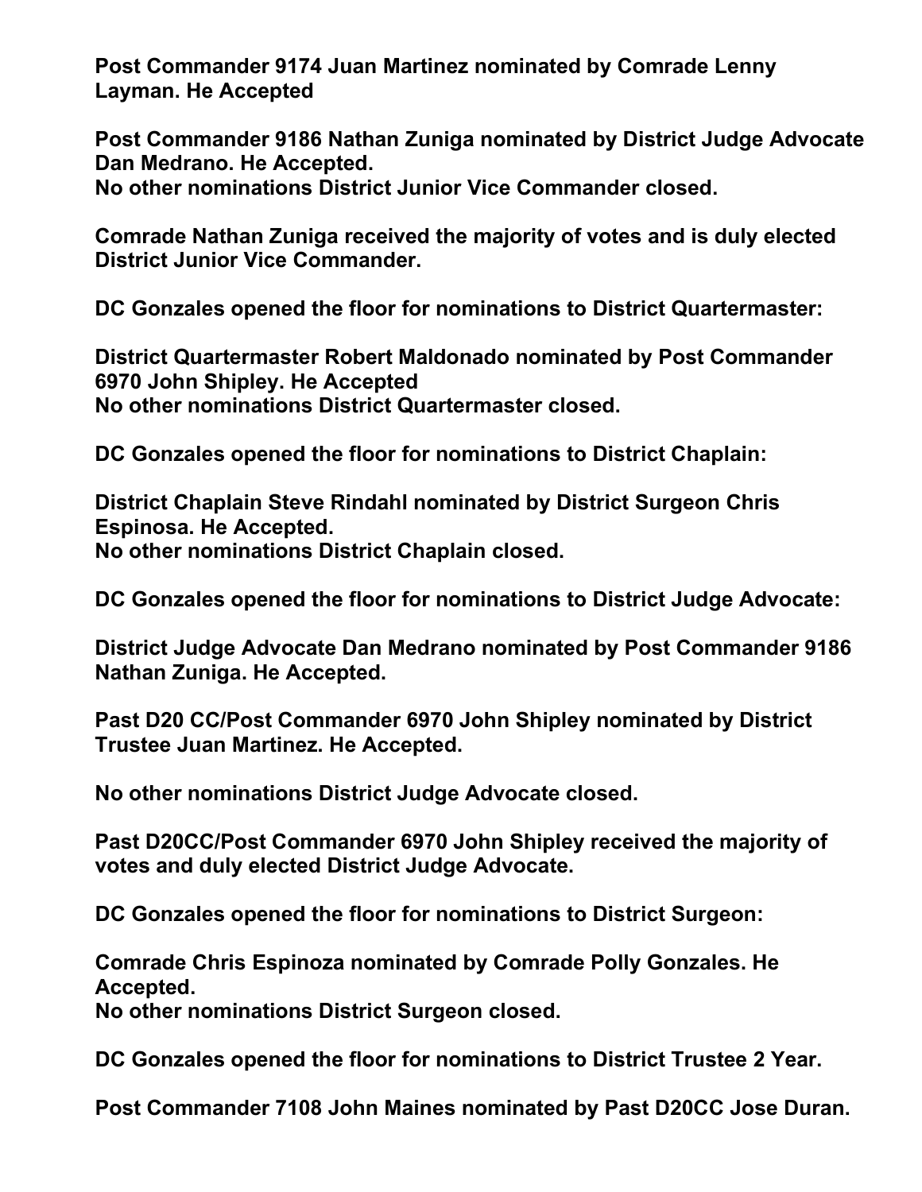**Post Commander 9174 Juan Martinez nominated by Comrade Lenny Layman. He Accepted**

**Post Commander 9186 Nathan Zuniga nominated by District Judge Advocate Dan Medrano. He Accepted.**
**No other nominations District Junior Vice Commander closed.**

**Comrade Nathan Zuniga received the majority of votes and is duly elected District Junior Vice Commander.**

**DC Gonzales opened the floor for nominations to District Quartermaster:**

**District Quartermaster Robert Maldonado nominated by Post Commander 6970 John Shipley. He Accepted**
**No other nominations District Quartermaster closed.**

**DC Gonzales opened the floor for nominations to District Chaplain:**

**District Chaplain Steve Rindahl nominated by District Surgeon Chris Espinosa. He Accepted.**
**No other nominations District Chaplain closed.**

**DC Gonzales opened the floor for nominations to District Judge Advocate:**

**District Judge Advocate Dan Medrano nominated by Post Commander 9186 Nathan Zuniga. He Accepted.**

**Past D20 CC/Post Commander 6970 John Shipley nominated by District Trustee Juan Martinez. He Accepted.**

**No other nominations District Judge Advocate closed.**

**Past D20CC/Post Commander 6970 John Shipley received the majority of votes and duly elected District Judge Advocate.**

**DC Gonzales opened the floor for nominations to District Surgeon:**

**Comrade Chris Espinoza nominated by Comrade Polly Gonzales. He Accepted.**
**No other nominations District Surgeon closed.**

**DC Gonzales opened the floor for nominations to District Trustee 2 Year.**

**Post Commander 7108 John Maines nominated by Past D20CC Jose Duran.**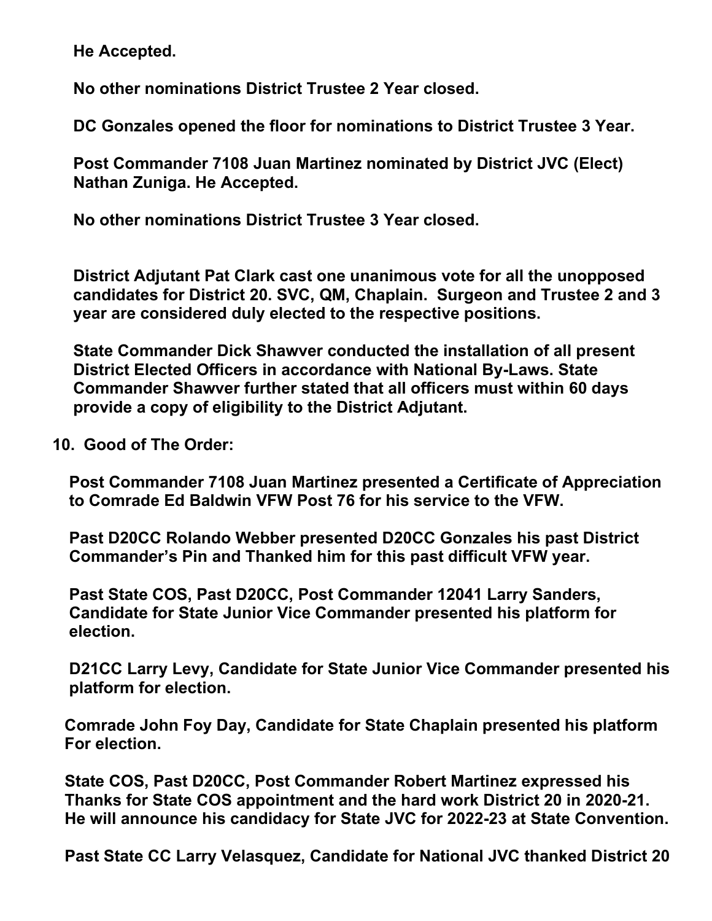**He Accepted.**

**No other nominations District Trustee 2 Year closed.**

**DC Gonzales opened the floor for nominations to District Trustee 3 Year.**

**Post Commander 7108 Juan Martinez nominated by District JVC (Elect) Nathan Zuniga. He Accepted.**

**No other nominations District Trustee 3 Year closed.**

**District Adjutant Pat Clark cast one unanimous vote for all the unopposed candidates for District 20. SVC, QM, Chaplain. Surgeon and Trustee 2 and 3 year are considered duly elected to the respective positions.**

**State Commander Dick Shawver conducted the installation of all present District Elected Officers in accordance with National By-Laws. State Commander Shawver further stated that all officers must within 60 days provide a copy of eligibility to the District Adjutant.**

**10. Good of The Order:**

**Post Commander 7108 Juan Martinez presented a Certificate of Appreciation to Comrade Ed Baldwin VFW Post 76 for his service to the VFW.**

**Past D20CC Rolando Webber presented D20CC Gonzales his past District Commander's Pin and Thanked him for this past difficult VFW year.**

**Past State COS, Past D20CC, Post Commander 12041 Larry Sanders, Candidate for State Junior Vice Commander presented his platform for election.**

**D21CC Larry Levy, Candidate for State Junior Vice Commander presented his platform for election.**

**Comrade John Foy Day, Candidate for State Chaplain presented his platform For election.**

**State COS, Past D20CC, Post Commander Robert Martinez expressed his Thanks for State COS appointment and the hard work District 20 in 2020-21. He will announce his candidacy for State JVC for 2022-23 at State Convention.**

**Past State CC Larry Velasquez, Candidate for National JVC thanked District 20**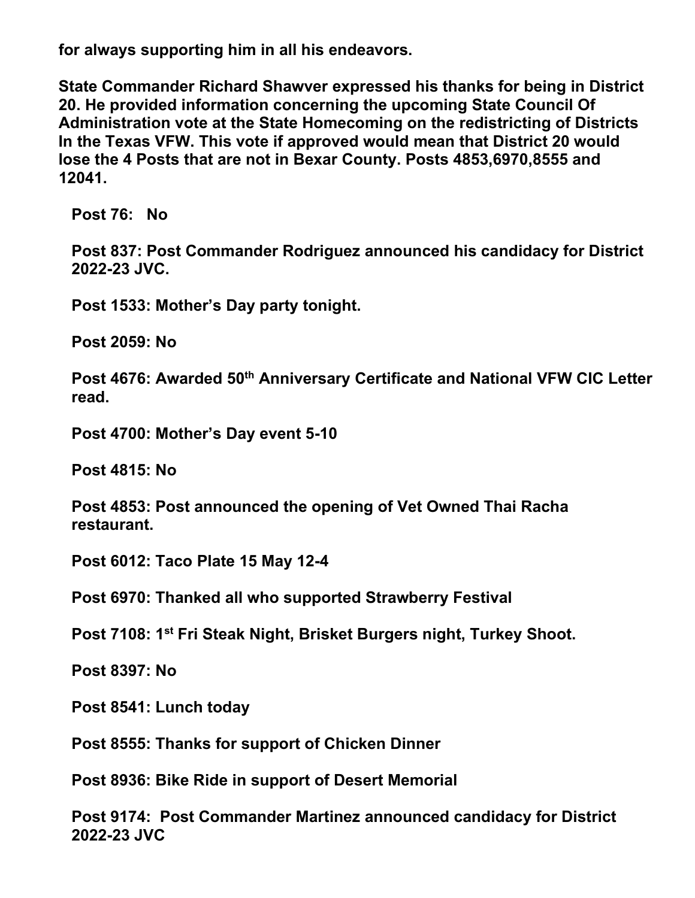**for always supporting him in all his endeavors.**

**State Commander Richard Shawver expressed his thanks for being in District 20. He provided information concerning the upcoming State Council Of Administration vote at the State Homecoming on the redistricting of Districts In the Texas VFW. This vote if approved would mean that District 20 would lose the 4 Posts that are not in Bexar County. Posts 4853,6970,8555 and 12041.**

**Post 76: No**

**Post 837: Post Commander Rodriguez announced his candidacy for District 2022-23 JVC.**

**Post 1533: Mother's Day party tonight.**

**Post 2059: No**

**Post 4676: Awarded 50th Anniversary Certificate and National VFW CIC Letter read.**

**Post 4700: Mother's Day event 5-10**

**Post 4815: No**

**Post 4853: Post announced the opening of Vet Owned Thai Racha restaurant.**

**Post 6012: Taco Plate 15 May 12-4**

**Post 6970: Thanked all who supported Strawberry Festival**

**Post 7108: 1st Fri Steak Night, Brisket Burgers night, Turkey Shoot.**

**Post 8397: No**

**Post 8541: Lunch today**

**Post 8555: Thanks for support of Chicken Dinner**

**Post 8936: Bike Ride in support of Desert Memorial**

**Post 9174: Post Commander Martinez announced candidacy for District 2022-23 JVC**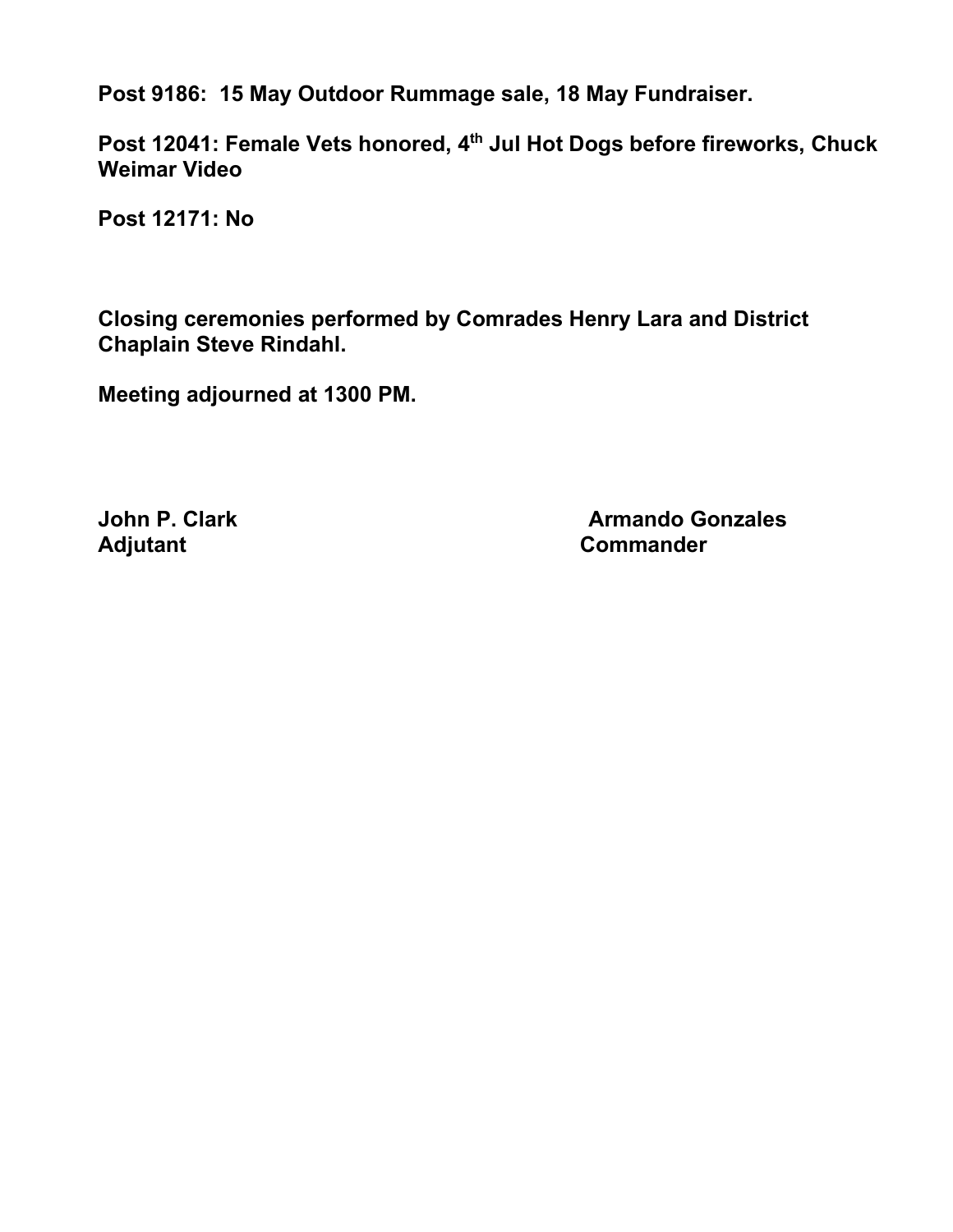**Post 9186: 15 May Outdoor Rummage sale, 18 May Fundraiser.**

**Post 12041: Female Vets honored, 4th Jul Hot Dogs before fireworks, Chuck Weimar Video**

**Post 12171: No**

**Closing ceremonies performed by Comrades Henry Lara and District Chaplain Steve Rindahl.**

**Meeting adjourned at 1300 PM.**

**John P. Clark**
**Adjutant**

**Armando Gonzales**
**Commander**